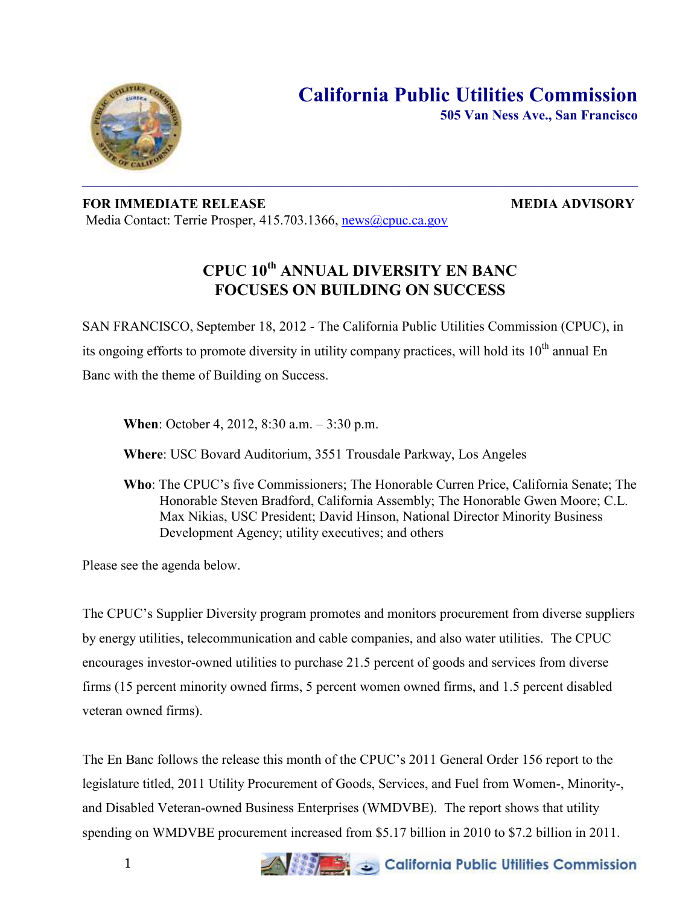# California Public Utilities Commission

**505 Van Ness Ave., San Francisco**

---

**FOR IMMEDIATE RELEASE** **MEDIA ADVISORY**

Media Contact: Terrie Prosper, 415.703.1366, news@cpuc.ca.gov

## CPUC 10th ANNUAL DIVERSITY EN BANC FOCUSES ON BUILDING ON SUCCESS

SAN FRANCISCO, September 18, 2012 - The California Public Utilities Commission (CPUC), in its ongoing efforts to promote diversity in utility company practices, will hold its 10th annual En Banc with the theme of Building on Success.

**When**: October 4, 2012, 8:30 a.m. – 3:30 p.m.

**Where**: USC Bovard Auditorium, 3551 Trousdale Parkway, Los Angeles

**Who**: The CPUC's five Commissioners; The Honorable Curren Price, California Senate; The Honorable Steven Bradford, California Assembly; The Honorable Gwen Moore; C.L. Max Nikias, USC President; David Hinson, National Director Minority Business Development Agency; utility executives; and others

Please see the agenda below.

The CPUC's Supplier Diversity program promotes and monitors procurement from diverse suppliers by energy utilities, telecommunication and cable companies, and also water utilities. The CPUC encourages investor-owned utilities to purchase 21.5 percent of goods and services from diverse firms (15 percent minority owned firms, 5 percent women owned firms, and 1.5 percent disabled veteran owned firms).

The En Banc follows the release this month of the CPUC's 2011 General Order 156 report to the legislature titled, 2011 Utility Procurement of Goods, Services, and Fuel from Women-, Minority-, and Disabled Veteran-owned Business Enterprises (WMDVBE). The report shows that utility spending on WMDVBE procurement increased from $5.17 billion in 2010 to $7.2 billion in 2011.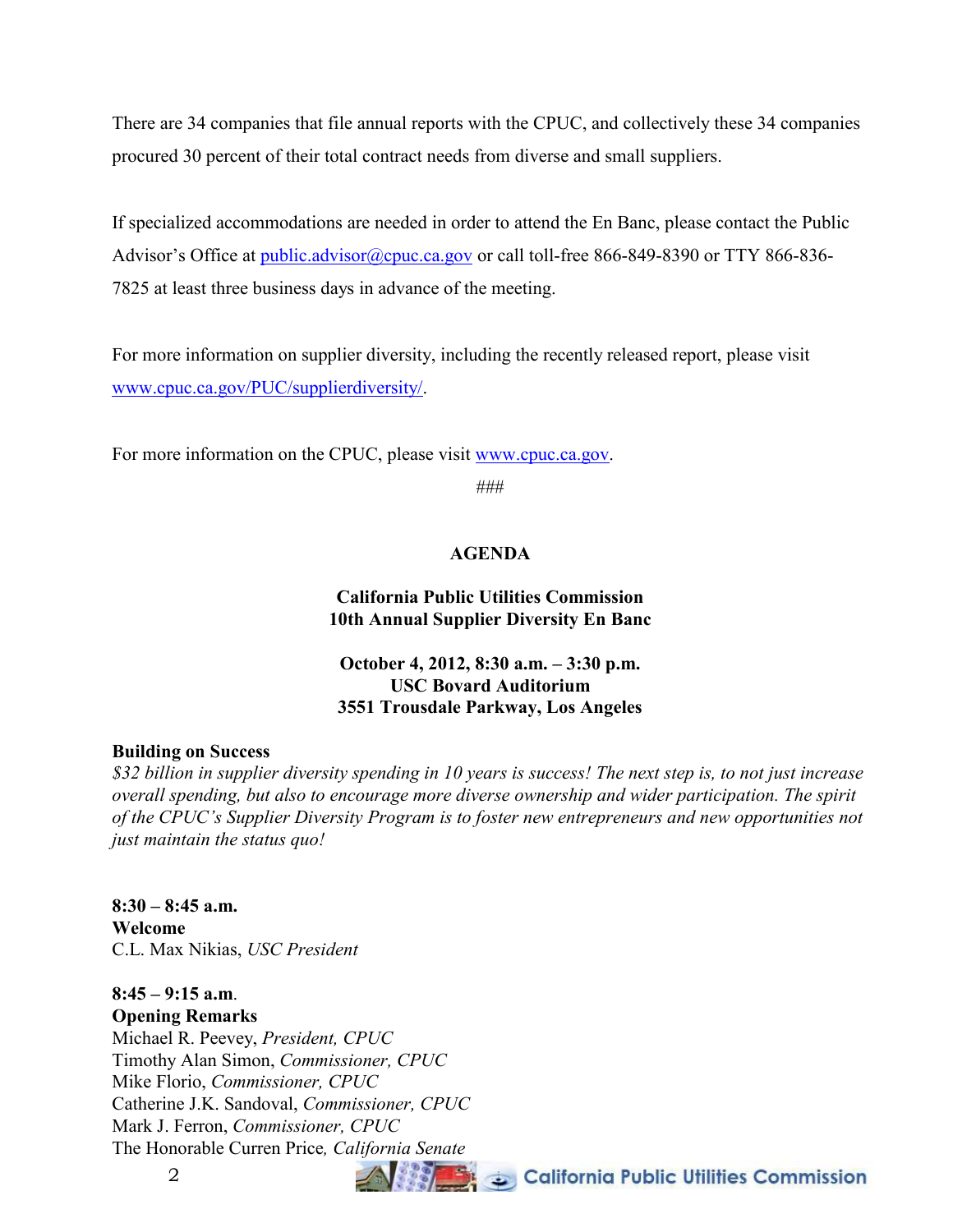There are 34 companies that file annual reports with the CPUC, and collectively these 34 companies procured 30 percent of their total contract needs from diverse and small suppliers.

If specialized accommodations are needed in order to attend the En Banc, please contact the Public Advisor's Office at [public.advisor@cpuc.ca.gov](mailto:public.advisor@cpuc.ca.gov) or call toll-free 866-849-8390 or TTY 866-836-7825 at least three business days in advance of the meeting.

For more information on supplier diversity, including the recently released report, please visit [www.cpuc.ca.gov/PUC/supplierdiversity/](http://www.cpuc.ca.gov/PUC/supplierdiversity/).

For more information on the CPUC, please visit [www.cpuc.ca.gov](http://www.cpuc.ca.gov).

###

## AGENDA

**California Public Utilities Commission**
**10th Annual Supplier Diversity En Banc**

**October 4, 2012, 8:30 a.m. – 3:30 p.m.**
**USC Bovard Auditorium**
**3551 Trousdale Parkway, Los Angeles**

**Building on Success**
*$32 billion in supplier diversity spending in 10 years is success! The next step is, to not just increase overall spending, but also to encourage more diverse ownership and wider participation. The spirit of the CPUC's Supplier Diversity Program is to foster new entrepreneurs and new opportunities not just maintain the status quo!*

**8:30 – 8:45 a.m.**
**Welcome**
C.L. Max Nikias, *USC President*

**8:45 – 9:15 a.m**.
**Opening Remarks**
Michael R. Peevey, *President, CPUC*
Timothy Alan Simon, *Commissioner, CPUC*
Mike Florio, *Commissioner, CPUC*
Catherine J.K. Sandoval, *Commissioner, CPUC*
Mark J. Ferron, *Commissioner, CPUC*
The Honorable Curren Price*, California Senate*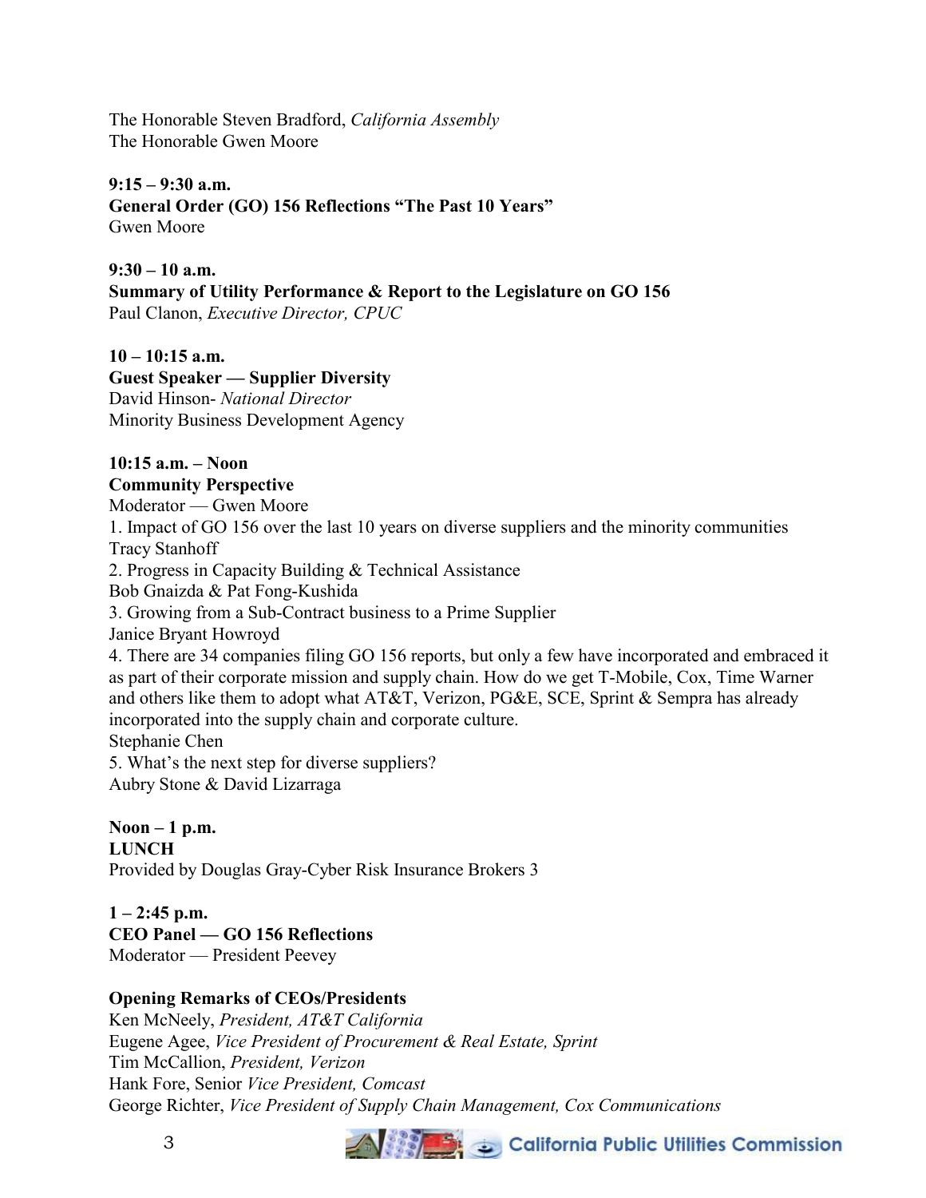The Honorable Steven Bradford, *California Assembly*
The Honorable Gwen Moore

**9:15 – 9:30 a.m.**
**General Order (GO) 156 Reflections "The Past 10 Years"**
Gwen Moore

**9:30 – 10 a.m.**
**Summary of Utility Performance & Report to the Legislature on GO 156**
Paul Clanon, *Executive Director, CPUC*

**10 – 10:15 a.m.**
**Guest Speaker — Supplier Diversity**
David Hinson- *National Director*
Minority Business Development Agency

**10:15 a.m. – Noon**
**Community Perspective**
Moderator — Gwen Moore

1. Impact of GO 156 over the last 10 years on diverse suppliers and the minority communities
Tracy Stanhoff
2. Progress in Capacity Building & Technical Assistance
Bob Gnaizda & Pat Fong-Kushida
3. Growing from a Sub-Contract business to a Prime Supplier
Janice Bryant Howroyd
4. There are 34 companies filing GO 156 reports, but only a few have incorporated and embraced it as part of their corporate mission and supply chain. How do we get T-Mobile, Cox, Time Warner and others like them to adopt what AT&T, Verizon, PG&E, SCE, Sprint & Sempra has already incorporated into the supply chain and corporate culture.
Stephanie Chen
5. What's the next step for diverse suppliers?
Aubry Stone & David Lizarraga

**Noon – 1 p.m.**
**LUNCH**
Provided by Douglas Gray-Cyber Risk Insurance Brokers 3

**1 – 2:45 p.m.**
**CEO Panel — GO 156 Reflections**
Moderator — President Peevey

**Opening Remarks of CEOs/Presidents**
Ken McNeely, *President, AT&T California*
Eugene Agee, *Vice President of Procurement & Real Estate, Sprint*
Tim McCallion, *President, Verizon*
Hank Fore, Senior *Vice President, Comcast*
George Richter, *Vice President of Supply Chain Management, Cox Communications*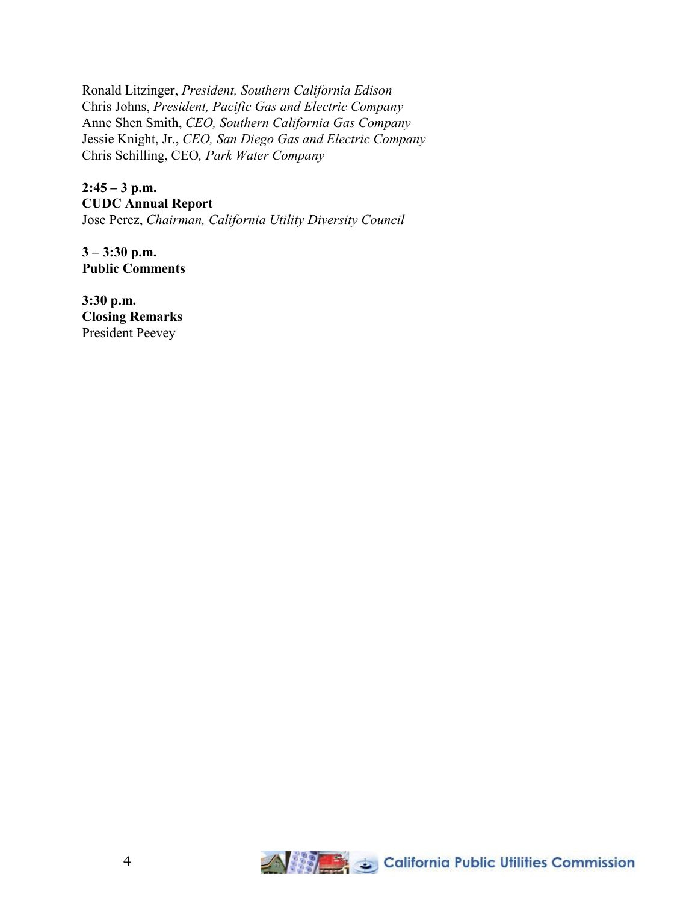Ronald Litzinger, *President, Southern California Edison*
Chris Johns, *President, Pacific Gas and Electric Company*
Anne Shen Smith, *CEO, Southern California Gas Company*
Jessie Knight, Jr., *CEO, San Diego Gas and Electric Company*
Chris Schilling, CEO*, Park Water Company*

**2:45 – 3 p.m.**
**CUDC Annual Report**
Jose Perez, *Chairman, California Utility Diversity Council*

**3 – 3:30 p.m.**
**Public Comments**

**3:30 p.m.**
**Closing Remarks**
President Peevey